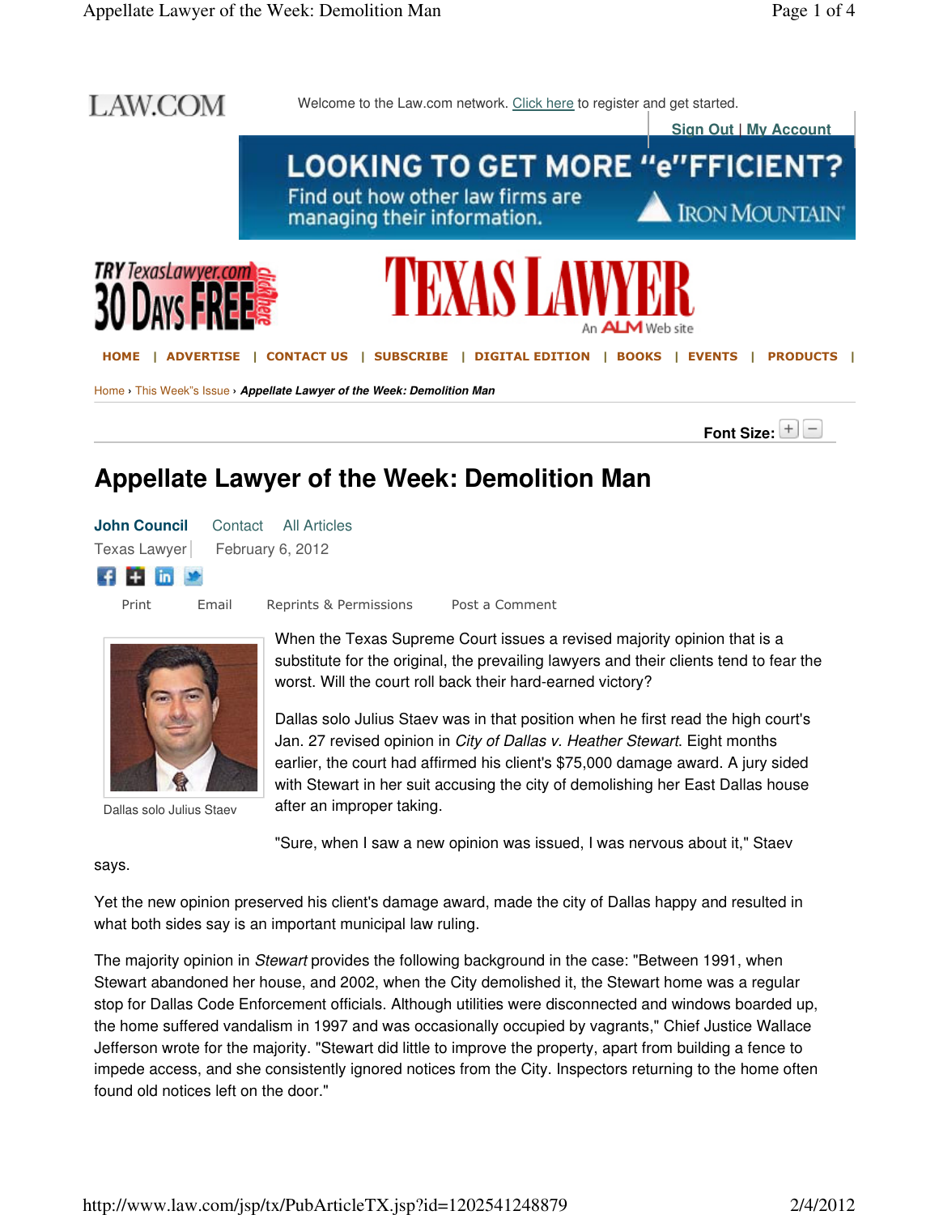LAW.COM

Welcome to the Law.com network. Click here to register and get started.

Sign Out | My Account

TEXAS LAWYER

An ALM Web site

HOME | ADVERTISE | CONTACT US | SUBSCRIBE | DIGITAL EDITION | BOOKS | EVENTS | PRODUCTS |

Home › This Week"s Issue › ***Appellate Lawyer of the Week: Demolition Man***

Font Size:

# Appellate Lawyer of the Week: Demolition Man

**John Council** Contact All Articles

Texas Lawyer | February 6, 2012

Print Email Reprints & Permissions Post a Comment

Dallas solo Julius Staev

When the Texas Supreme Court issues a revised majority opinion that is a substitute for the original, the prevailing lawyers and their clients tend to fear the worst. Will the court roll back their hard-earned victory?

Dallas solo Julius Staev was in that position when he first read the high court's Jan. 27 revised opinion in *City of Dallas v. Heather Stewart*. Eight months earlier, the court had affirmed his client's $75,000 damage award. A jury sided with Stewart in her suit accusing the city of demolishing her East Dallas house after an improper taking.

"Sure, when I saw a new opinion was issued, I was nervous about it," Staev says.

Yet the new opinion preserved his client's damage award, made the city of Dallas happy and resulted in what both sides say is an important municipal law ruling.

The majority opinion in *Stewart* provides the following background in the case: "Between 1991, when Stewart abandoned her house, and 2002, when the City demolished it, the Stewart home was a regular stop for Dallas Code Enforcement officials. Although utilities were disconnected and windows boarded up, the home suffered vandalism in 1997 and was occasionally occupied by vagrants," Chief Justice Wallace Jefferson wrote for the majority. "Stewart did little to improve the property, apart from building a fence to impede access, and she consistently ignored notices from the City. Inspectors returning to the home often found old notices left on the door."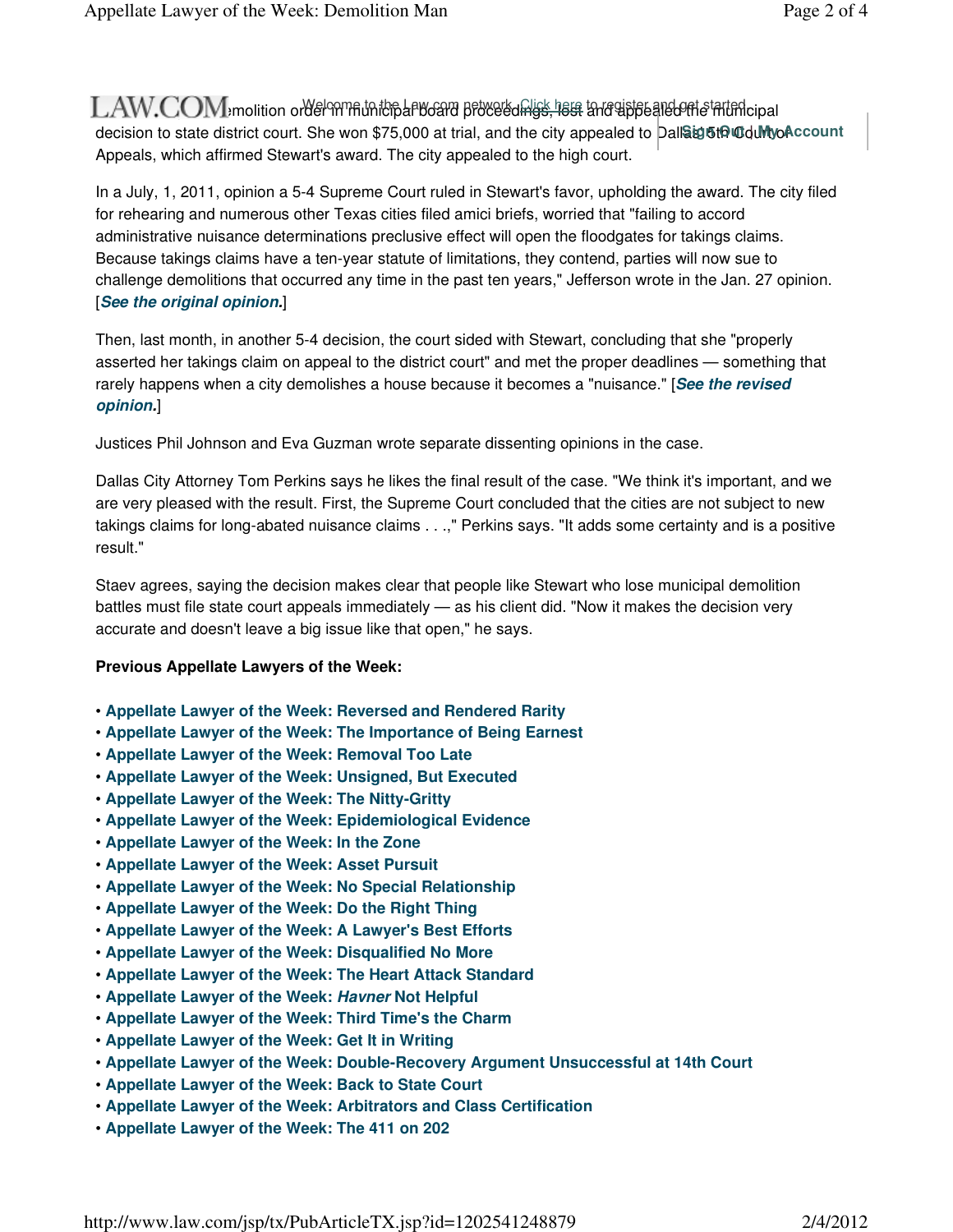demolition order in municipal board proceedings, lost and appealed the municipal decision to state district court. She won $75,000 at trial, and the city appealed to Dallas' 5th Court of Appeals, which affirmed Stewart's award. The city appealed to the high court.

In a July, 1, 2011, opinion a 5-4 Supreme Court ruled in Stewart's favor, upholding the award. The city filed for rehearing and numerous other Texas cities filed amici briefs, worried that "failing to accord administrative nuisance determinations preclusive effect will open the floodgates for takings claims. Because takings claims have a ten-year statute of limitations, they contend, parties will now sue to challenge demolitions that occurred any time in the past ten years," Jefferson wrote in the Jan. 27 opinion. [***See the original opinion.***]

Then, last month, in another 5-4 decision, the court sided with Stewart, concluding that she "properly asserted her takings claim on appeal to the district court" and met the proper deadlines — something that rarely happens when a city demolishes a house because it becomes a "nuisance." [***See the revised opinion.***]

Justices Phil Johnson and Eva Guzman wrote separate dissenting opinions in the case.

Dallas City Attorney Tom Perkins says he likes the final result of the case. "We think it's important, and we are very pleased with the result. First, the Supreme Court concluded that the cities are not subject to new takings claims for long-abated nuisance claims . . .," Perkins says. "It adds some certainty and is a positive result."

Staev agrees, saying the decision makes clear that people like Stewart who lose municipal demolition battles must file state court appeals immediately — as his client did. "Now it makes the decision very accurate and doesn't leave a big issue like that open," he says.

**Previous Appellate Lawyers of the Week:**

- **Appellate Lawyer of the Week: Reversed and Rendered Rarity**
- **Appellate Lawyer of the Week: The Importance of Being Earnest**
- **Appellate Lawyer of the Week: Removal Too Late**
- **Appellate Lawyer of the Week: Unsigned, But Executed**
- **Appellate Lawyer of the Week: The Nitty-Gritty**
- **Appellate Lawyer of the Week: Epidemiological Evidence**
- **Appellate Lawyer of the Week: In the Zone**
- **Appellate Lawyer of the Week: Asset Pursuit**
- **Appellate Lawyer of the Week: No Special Relationship**
- **Appellate Lawyer of the Week: Do the Right Thing**
- **Appellate Lawyer of the Week: A Lawyer's Best Efforts**
- **Appellate Lawyer of the Week: Disqualified No More**
- **Appellate Lawyer of the Week: The Heart Attack Standard**
- **Appellate Lawyer of the Week: *Havner* Not Helpful**
- **Appellate Lawyer of the Week: Third Time's the Charm**
- **Appellate Lawyer of the Week: Get It in Writing**
- **Appellate Lawyer of the Week: Double-Recovery Argument Unsuccessful at 14th Court**
- **Appellate Lawyer of the Week: Back to State Court**
- **Appellate Lawyer of the Week: Arbitrators and Class Certification**
- **Appellate Lawyer of the Week: The 411 on 202**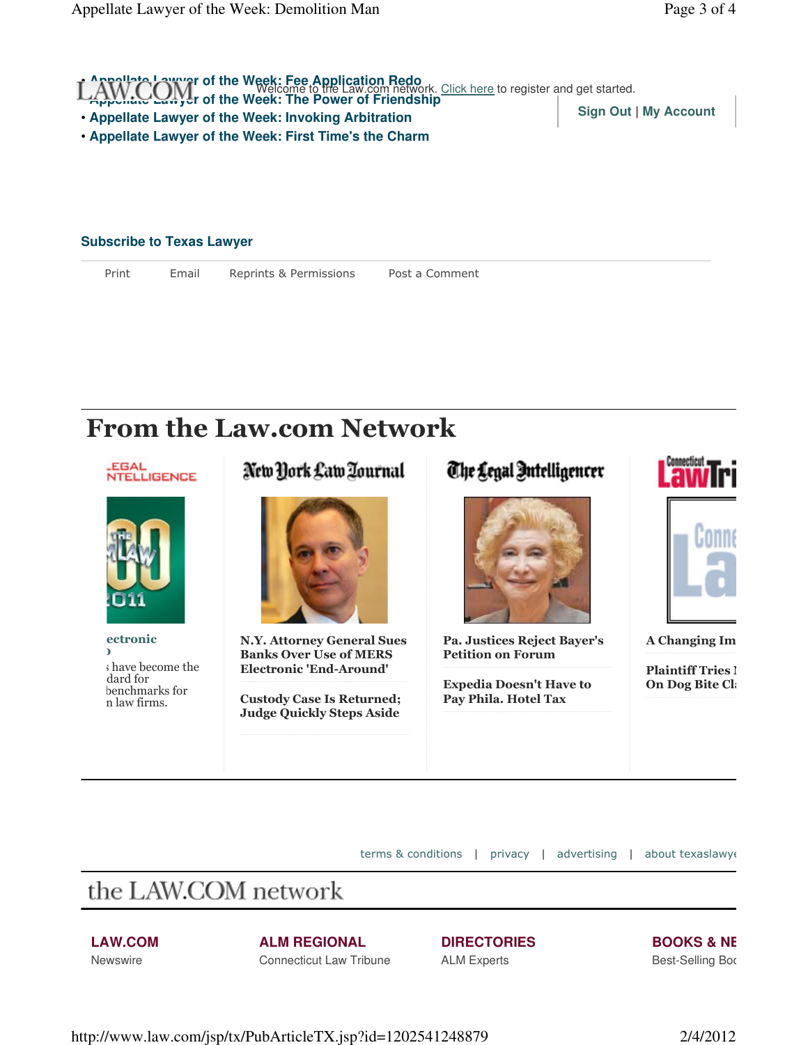LAW.COM Welcome to the Law.com network. Click here to register and get started.

Sign Out | My Account

- Appellate Lawyer of the Week: Fee Application Redo
- Appellate Lawyer of the Week: The Power of Friendship
- Appellate Lawyer of the Week: Invoking Arbitration
- Appellate Lawyer of the Week: First Time's the Charm

**Subscribe to Texas Lawyer**

Print Email Reprints & Permissions Post a Comment

# From the Law.com Network

**LEGAL INTELLIGENCE**

**ectronic**
**)**
s have become the
dard for
benchmarks for
n law firms.

**New York Law Journal**

**N.Y. Attorney General Sues Banks Over Use of MERS Electronic 'End-Around'**

**Custody Case Is Returned; Judge Quickly Steps Aside**

**The Legal Intelligencer**

**Pa. Justices Reject Bayer's Petition on Forum**

**Expedia Doesn't Have to Pay Phila. Hotel Tax**

**Connecticut Law Tri**

**A Changing Im**

**Plaintiff Tries I On Dog Bite Cl**

terms & conditions | privacy | advertising | about texaslawye

the LAW.COM network

| LAW.COM | ALM REGIONAL | DIRECTORIES | BOOKS & NE |
|---|---|---|---|
| Newswire | Connecticut Law Tribune | ALM Experts | Best-Selling Boo |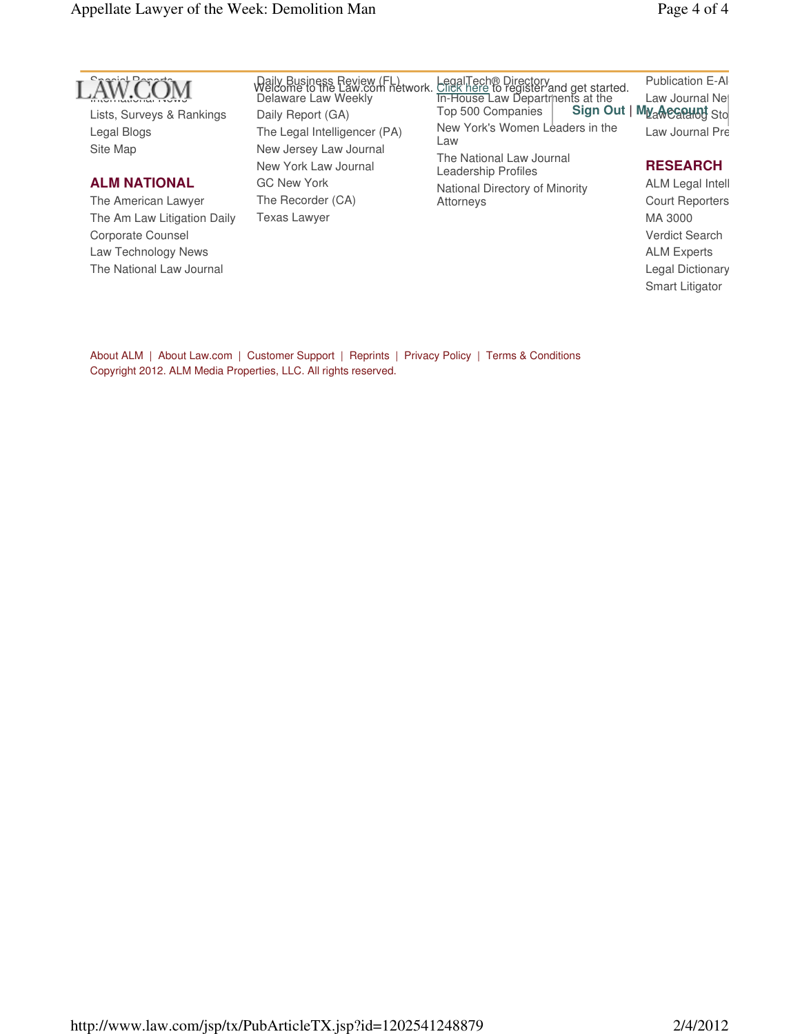LAW.COM

Welcome to the Law.com network. Click here to register and get started.

Sign Out | My Account

Special Reports
International News
Lists, Surveys & Rankings
Legal Blogs
Site Map

## ALM NATIONAL

The American Lawyer
The Am Law Litigation Daily
Corporate Counsel
Law Technology News
The National Law Journal

Daily Business Review (FL)
Delaware Law Weekly
Daily Report (GA)
The Legal Intelligencer (PA)
New Jersey Law Journal
New York Law Journal
GC New York
The Recorder (CA)
Texas Lawyer

LegalTech® Directory
In-House Law Departments at the Top 500 Companies
New York's Women Leaders in the Law
The National Law Journal Leadership Profiles
National Directory of Minority Attorneys

Publication E-Al
Law Journal Ne
LawCatalog Sto
Law Journal Pre

## RESEARCH

ALM Legal Intell
Court Reporters
MA 3000
Verdict Search
ALM Experts
Legal Dictionary
Smart Litigator

About ALM | About Law.com | Customer Support | Reprints | Privacy Policy | Terms & Conditions
Copyright 2012. ALM Media Properties, LLC. All rights reserved.